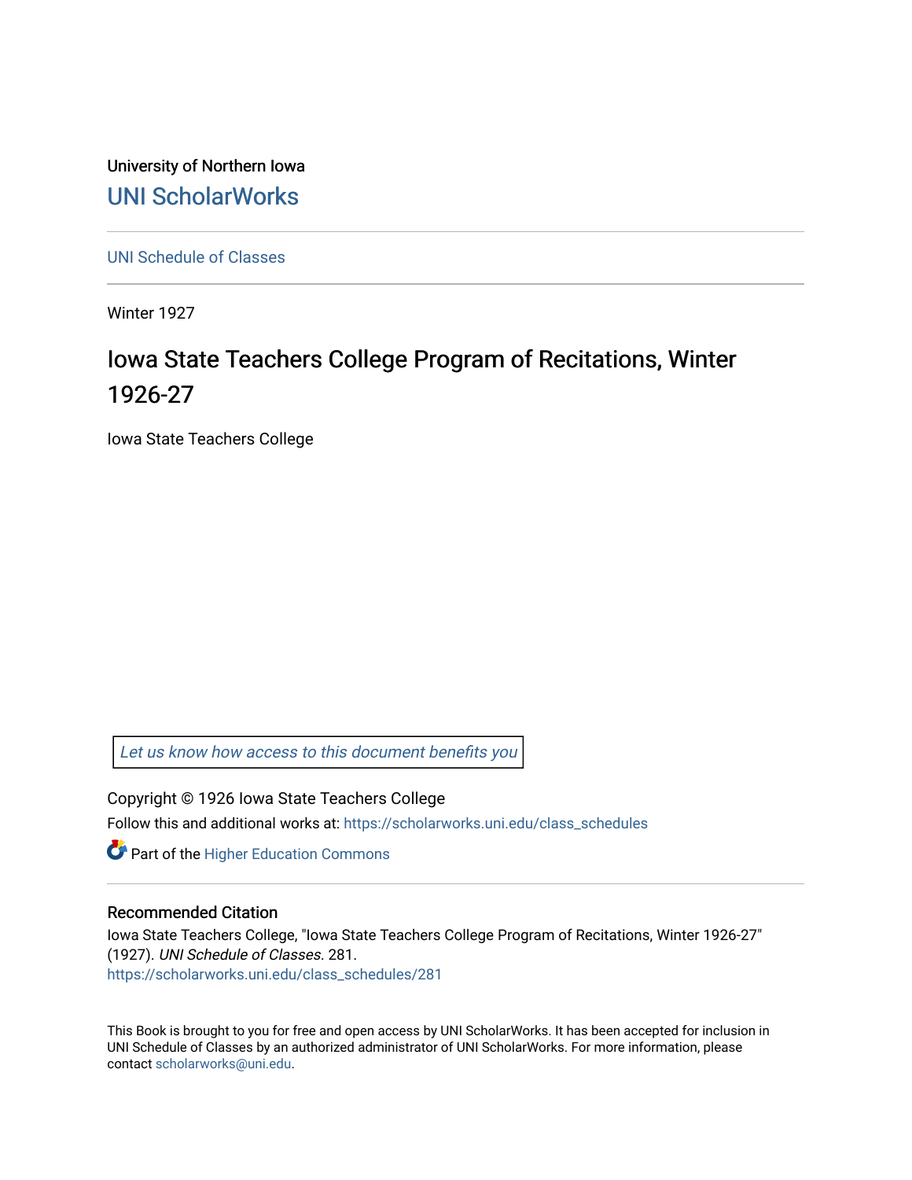University of Northern Iowa

UNI ScholarWorks

---

UNI Schedule of Classes

---

Winter 1927

# Iowa State Teachers College Program of Recitations, Winter 1926-27

Iowa State Teachers College

Let us know how access to this document benefits you

Copyright © 1926 Iowa State Teachers College

Follow this and additional works at: https://scholarworks.uni.edu/class_schedules

Part of the Higher Education Commons

---

## Recommended Citation

Iowa State Teachers College, "Iowa State Teachers College Program of Recitations, Winter 1926-27" (1927). *UNI Schedule of Classes*. 281.
https://scholarworks.uni.edu/class_schedules/281

This Book is brought to you for free and open access by UNI ScholarWorks. It has been accepted for inclusion in UNI Schedule of Classes by an authorized administrator of UNI ScholarWorks. For more information, please contact scholarworks@uni.edu.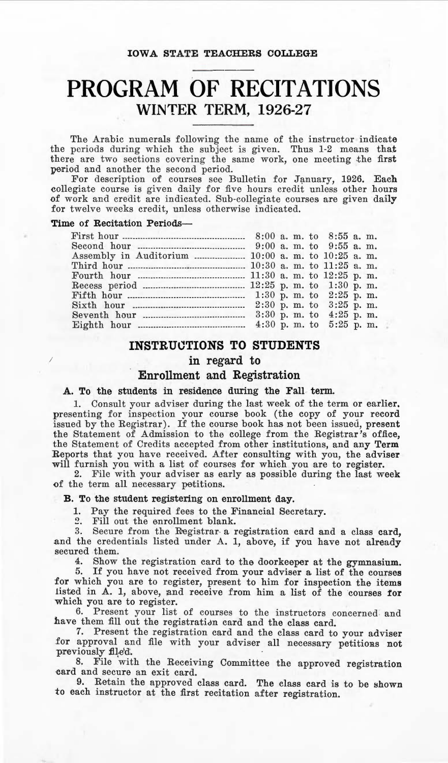IOWA STATE TEACHERS COLLEGE

# PROGRAM OF RECITATIONS

## WINTER TERM, 1926-27

The Arabic numerals following the name of the instructor indicate the periods during which the subject is given. Thus 1-2 means that there are two sections covering the same work, one meeting the first period and another the second period.

For description of courses see Bulletin for January, 1926. Each collegiate course is given daily for five hours credit unless other hours of work and credit are indicated. Sub-collegiate courses are given daily for twelve weeks credit, unless otherwise indicated.

**Time of Recitation Periods—**

| | |
|---|---|
| First hour | 8:00 a. m. to 8:55 a. m. |
| Second hour | 9:00 a. m. to 9:55 a. m. |
| Assembly in Auditorium | 10:00 a. m. to 10:25 a. m. |
| Third hour | 10:30 a. m. to 11:25 a. m. |
| Fourth hour | 11:30 a. m. to 12:25 p. m. |
| Recess period | 12:25 p. m. to 1:30 p. m. |
| Fifth hour | 1:30 p. m. to 2:25 p. m. |
| Sixth hour | 2:30 p. m. to 3:25 p. m. |
| Seventh hour | 3:30 p. m. to 4:25 p. m. |
| Eighth hour | 4:30 p. m. to 5:25 p. m. |

## INSTRUCTIONS TO STUDENTS
### in regard to
### Enrollment and Registration

**A. To the students in residence during the Fall term.**

1. Consult your adviser during the last week of the term or earlier, presenting for inspection your course book (the copy of your record issued by the Registrar). If the course book has not been issued, present the Statement of Admission to the college from the Registrar's office, the Statement of Credits accepted from other institutions, and any Term Reports that you have received. After consulting with you, the adviser will furnish you with a list of courses for which you are to register.
2. File with your adviser as early as possible during the last week of the term all necessary petitions.

**B. To the student registering on enrollment day.**

1. Pay the required fees to the Financial Secretary.
2. Fill out the enrollment blank.
3. Secure from the Registrar a registration card and a class card, and the credentials listed under A. 1, above, if you have not already secured them.
4. Show the registration card to the doorkeeper at the gymnasium.
5. If you have not received from your adviser a list of the courses for which you are to register, present to him for inspection the items listed in A. 1, above, and receive from him a list of the courses for which you are to register.
6. Present your list of courses to the instructors concerned and have them fill out the registration card and the class card.
7. Present the registration card and the class card to your adviser for approval and file with your adviser all necessary petitions not previously filed.
8. File with the Receiving Committee the approved registration card and secure an exit card.
9. Retain the approved class card. The class card is to be shown to each instructor at the first recitation after registration.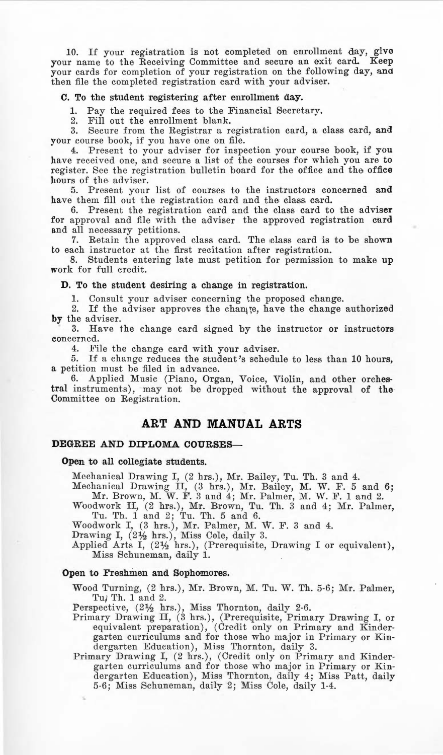10. If your registration is not completed on enrollment day, give your name to the Receiving Committee and secure an exit card. Keep your cards for completion of your registration on the following day, and then file the completed registration card with your adviser.

**C. To the student registering after enrollment day.**

1. Pay the required fees to the Financial Secretary.
2. Fill out the enrollment blank.
3. Secure from the Registrar a registration card, a class card, and your course book, if you have one on file.
4. Present to your adviser for inspection your course book, if you have received one, and secure a list of the courses for which you are to register. See the registration bulletin board for the office and the office hours of the adviser.
5. Present your list of courses to the instructors concerned and have them fill out the registration card and the class card.
6. Present the registration card and the class card to the adviser for approval and file with the adviser the approved registration card and all necessary petitions.
7. Retain the approved class card. The class card is to be shown to each instructor at the first recitation after registration.
8. Students entering late must petition for permission to make up work for full credit.

**D. To the student desiring a change in registration.**

1. Consult your adviser concerning the proposed change.
2. If the adviser approves the change, have the change authorized by the adviser.
3. Have the change card signed by the instructor or instructors concerned.
4. File the change card with your adviser.
5. If a change reduces the student's schedule to less than 10 hours, a petition must be filed in advance.
6. Applied Music (Piano, Organ, Voice, Violin, and other orchestral instruments), may not be dropped without the approval of the Committee on Registration.

## ART AND MANUAL ARTS

### DEGREE AND DIPLOMA COURSES—

**Open to all collegiate students.**

Mechanical Drawing I, (2 hrs.), Mr. Bailey, Tu. Th. 3 and 4.
Mechanical Drawing II, (3 hrs.), Mr. Bailey, M. W. F. 5 and 6; Mr. Brown, M. W. F. 3 and 4; Mr. Palmer, M. W. F. 1 and 2.
Woodwork II, (2 hrs.), Mr. Brown, Tu. Th. 3 and 4; Mr. Palmer, Tu. Th. 1 and 2; Tu. Th. 5 and 6.
Woodwork I, (3 hrs.), Mr. Palmer, M. W. F. 3 and 4.
Drawing I, (2½ hrs.), Miss Cole, daily 3.
Applied Arts I, (2½ hrs.), (Prerequisite, Drawing I or equivalent), Miss Schuneman, daily 1.

**Open to Freshmen and Sophomores.**

Wood Turning, (2 hrs.), Mr. Brown, M. Tu. W. Th. 5-6; Mr. Palmer, Tu. Th. 1 and 2.
Perspective, (2½ hrs.), Miss Thornton, daily 2-6.
Primary Drawing II, (3 hrs.), (Prerequisite, Primary Drawing I, or equivalent preparation), (Credit only on Primary and Kindergarten curriculums and for those who major in Primary or Kindergarten Education), Miss Thornton, daily 3.
Primary Drawing I, (2 hrs.), (Credit only on Primary and Kindergarten curriculums and for those who major in Primary or Kindergarten Education), Miss Thornton, daily 4; Miss Patt, daily 5-6; Miss Schuneman, daily 2; Miss Cole, daily 1-4.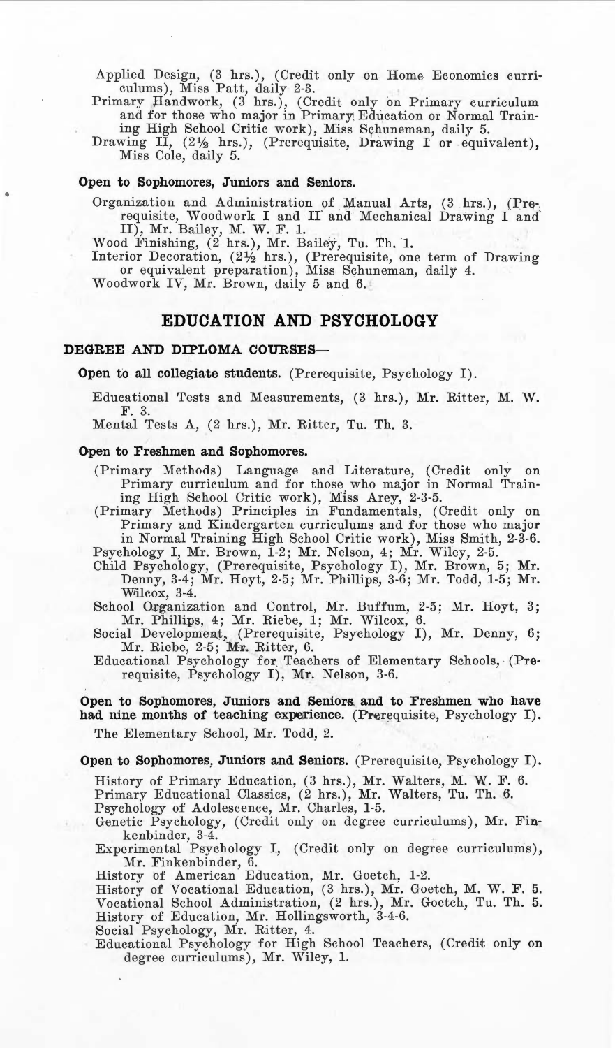Applied Design, (3 hrs.), (Credit only on Home Economics curriculums), Miss Patt, daily 2-3.

Primary Handwork, (3 hrs.), (Credit only on Primary curriculum and for those who major in Primary Education or Normal Training High School Critic work), Miss Schuneman, daily 5.

Drawing II, (2½ hrs.), (Prerequisite, Drawing I or equivalent), Miss Cole, daily 5.

**Open to Sophomores, Juniors and Seniors.**

Organization and Administration of Manual Arts, (3 hrs.), (Prerequisite, Woodwork I and II and Mechanical Drawing I and II), Mr. Bailey, M. W. F. 1.

Wood Finishing, (2 hrs.), Mr. Bailey, Tu. Th. 1.

Interior Decoration, (2½ hrs.), (Prerequisite, one term of Drawing or equivalent preparation), Miss Schuneman, daily 4.

Woodwork IV, Mr. Brown, daily 5 and 6.

## EDUCATION AND PSYCHOLOGY

### DEGREE AND DIPLOMA COURSES—

**Open to all collegiate students.** (Prerequisite, Psychology I).

Educational Tests and Measurements, (3 hrs.), Mr. Ritter, M. W. F. 3.

Mental Tests A, (2 hrs.), Mr. Ritter, Tu. Th. 3.

**Open to Freshmen and Sophomores.**

(Primary Methods) Language and Literature, (Credit only on Primary curriculum and for those who major in Normal Training High School Critic work), Miss Arey, 2-3-5.

(Primary Methods) Principles in Fundamentals, (Credit only on Primary and Kindergarten curriculums and for those who major in Normal Training High School Critic work), Miss Smith, 2-3-6.

Psychology I, Mr. Brown, 1-2; Mr. Nelson, 4; Mr. Wiley, 2-5.

Child Psychology, (Prerequisite, Psychology I), Mr. Brown, 5; Mr. Denny, 3-4; Mr. Hoyt, 2-5; Mr. Phillips, 3-6; Mr. Todd, 1-5; Mr. Wilcox, 3-4.

School Organization and Control, Mr. Buffum, 2-5; Mr. Hoyt, 3; Mr. Phillips, 4; Mr. Riebe, 1; Mr. Wilcox, 6.

Social Development, (Prerequisite, Psychology I), Mr. Denny, 6; Mr. Riebe, 2-5; Mr. Ritter, 6.

Educational Psychology for Teachers of Elementary Schools, (Prerequisite, Psychology I), Mr. Nelson, 3-6.

**Open to Sophomores, Juniors and Seniors and to Freshmen who have had nine months of teaching experience.** (Prerequisite, Psychology I).

The Elementary School, Mr. Todd, 2.

**Open to Sophomores, Juniors and Seniors.** (Prerequisite, Psychology I).

History of Primary Education, (3 hrs.), Mr. Walters, M. W. F. 6.

Primary Educational Classics, (2 hrs.), Mr. Walters, Tu. Th. 6.

Psychology of Adolescence, Mr. Charles, 1-5.

Genetic Psychology, (Credit only on degree curriculums), Mr. Finkenbinder, 3-4.

Experimental Psychology I, (Credit only on degree curriculums), Mr. Finkenbinder, 6.

History of American Education, Mr. Goetch, 1-2.

History of Vocational Education, (3 hrs.), Mr. Goetch, M. W. F. 5.

Vocational School Administration, (2 hrs.), Mr. Goetch, Tu. Th. 5.

History of Education, Mr. Hollingsworth, 3-4-6.

Social Psychology, Mr. Ritter, 4.

Educational Psychology for High School Teachers, (Credit only on degree curriculums), Mr. Wiley, 1.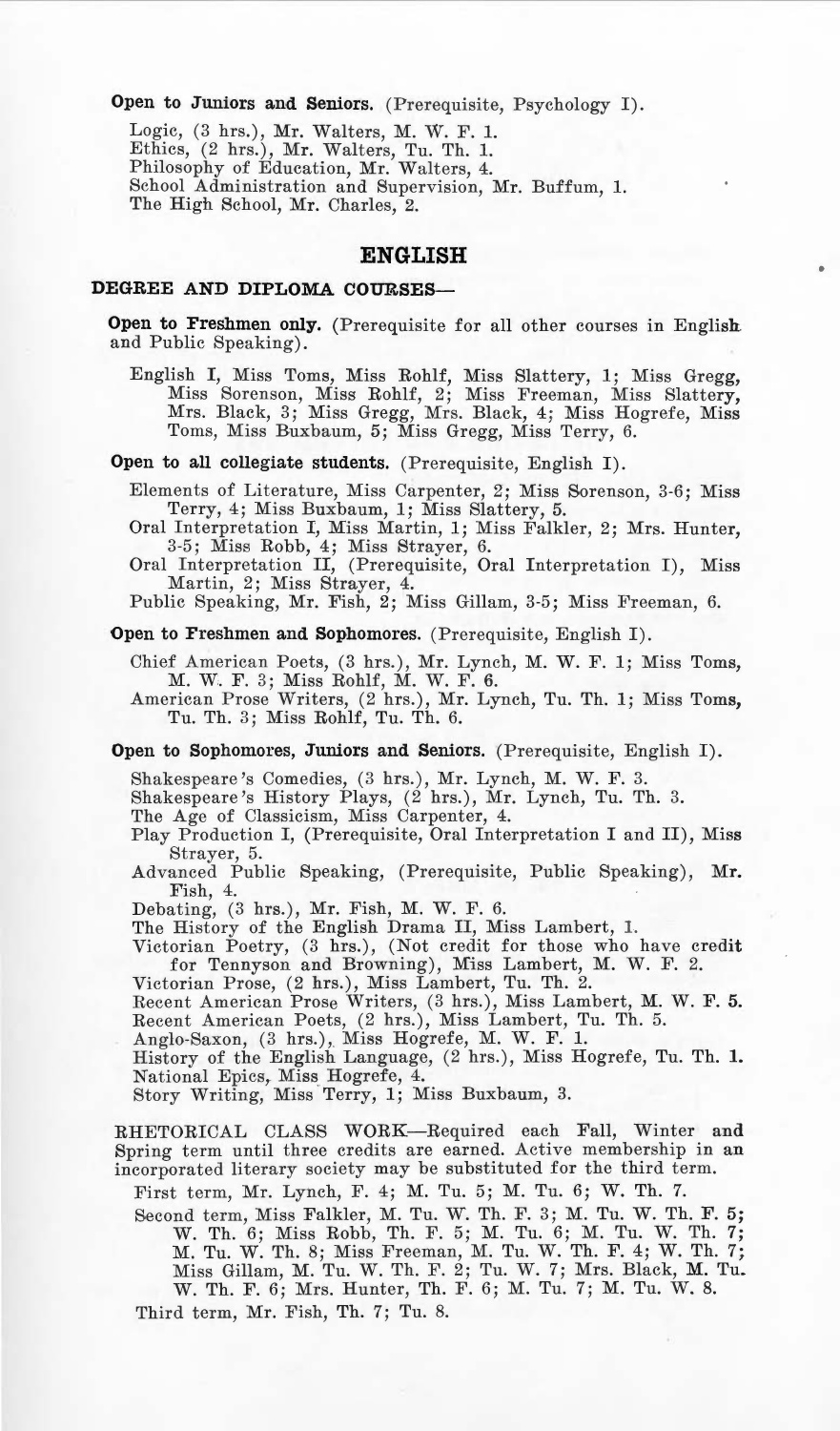**Open to Juniors and Seniors.** (Prerequisite, Psychology I).

Logic, (3 hrs.), Mr. Walters, M. W. F. 1.
Ethics, (2 hrs.), Mr. Walters, Tu. Th. 1.
Philosophy of Education, Mr. Walters, 4.
School Administration and Supervision, Mr. Buffum, 1.
The High School, Mr. Charles, 2.

## ENGLISH

### DEGREE AND DIPLOMA COURSES—

**Open to Freshmen only.** (Prerequisite for all other courses in English and Public Speaking).

English I, Miss Toms, Miss Rohlf, Miss Slattery, 1; Miss Gregg, Miss Sorenson, Miss Rohlf, 2; Miss Freeman, Miss Slattery, Mrs. Black, 3; Miss Gregg, Mrs. Black, 4; Miss Hogrefe, Miss Toms, Miss Buxbaum, 5; Miss Gregg, Miss Terry, 6.

**Open to all collegiate students.** (Prerequisite, English I).

Elements of Literature, Miss Carpenter, 2; Miss Sorenson, 3-6; Miss Terry, 4; Miss Buxbaum, 1; Miss Slattery, 5.
Oral Interpretation I, Miss Martin, 1; Miss Falkler, 2; Mrs. Hunter, 3-5; Miss Robb, 4; Miss Strayer, 6.
Oral Interpretation II, (Prerequisite, Oral Interpretation I), Miss Martin, 2; Miss Strayer, 4.
Public Speaking, Mr. Fish, 2; Miss Gillam, 3-5; Miss Freeman, 6.

**Open to Freshmen and Sophomores.** (Prerequisite, English I).

Chief American Poets, (3 hrs.), Mr. Lynch, M. W. F. 1; Miss Toms, M. W. F. 3; Miss Rohlf, M. W. F. 6.
American Prose Writers, (2 hrs.), Mr. Lynch, Tu. Th. 1; Miss Toms, Tu. Th. 3; Miss Rohlf, Tu. Th. 6.

**Open to Sophomores, Juniors and Seniors.** (Prerequisite, English I).

Shakespeare's Comedies, (3 hrs.), Mr. Lynch, M. W. F. 3.
Shakespeare's History Plays, (2 hrs.), Mr. Lynch, Tu. Th. 3.
The Age of Classicism, Miss Carpenter, 4.
Play Production I, (Prerequisite, Oral Interpretation I and II), Miss Strayer, 5.
Advanced Public Speaking, (Prerequisite, Public Speaking), Mr. Fish, 4.
Debating, (3 hrs.), Mr. Fish, M. W. F. 6.
The History of the English Drama II, Miss Lambert, 1.
Victorian Poetry, (3 hrs.), (Not credit for those who have credit for Tennyson and Browning), Miss Lambert, M. W. F. 2.
Victorian Prose, (2 hrs.), Miss Lambert, Tu. Th. 2.
Recent American Prose Writers, (3 hrs.), Miss Lambert, M. W. F. 5.
Recent American Poets, (2 hrs.), Miss Lambert, Tu. Th. 5.
Anglo-Saxon, (3 hrs.), Miss Hogrefe, M. W. F. 1.
History of the English Language, (2 hrs.), Miss Hogrefe, Tu. Th. 1.
National Epics, Miss Hogrefe, 4.
Story Writing, Miss Terry, 1; Miss Buxbaum, 3.

RHETORICAL CLASS WORK—Required each Fall, Winter and Spring term until three credits are earned. Active membership in an incorporated literary society may be substituted for the third term.

First term, Mr. Lynch, F. 4; M. Tu. 5; M. Tu. 6; W. Th. 7.

Second term, Miss Falkler, M. Tu. W. Th. F. 3; M. Tu. W. Th. F. 5; W. Th. 6; Miss Robb, Th. F. 5; M. Tu. 6; M. Tu. W. Th. 7; M. Tu. W. Th. 8; Miss Freeman, M. Tu. W. Th. F. 4; W. Th. 7; Miss Gillam, M. Tu. W. Th. F. 2; Tu. W. 7; Mrs. Black, M. Tu. W. Th. F. 6; Mrs. Hunter, Th. F. 6; M. Tu. 7; M. Tu. W. 8.

Third term, Mr. Fish, Th. 7; Tu. 8.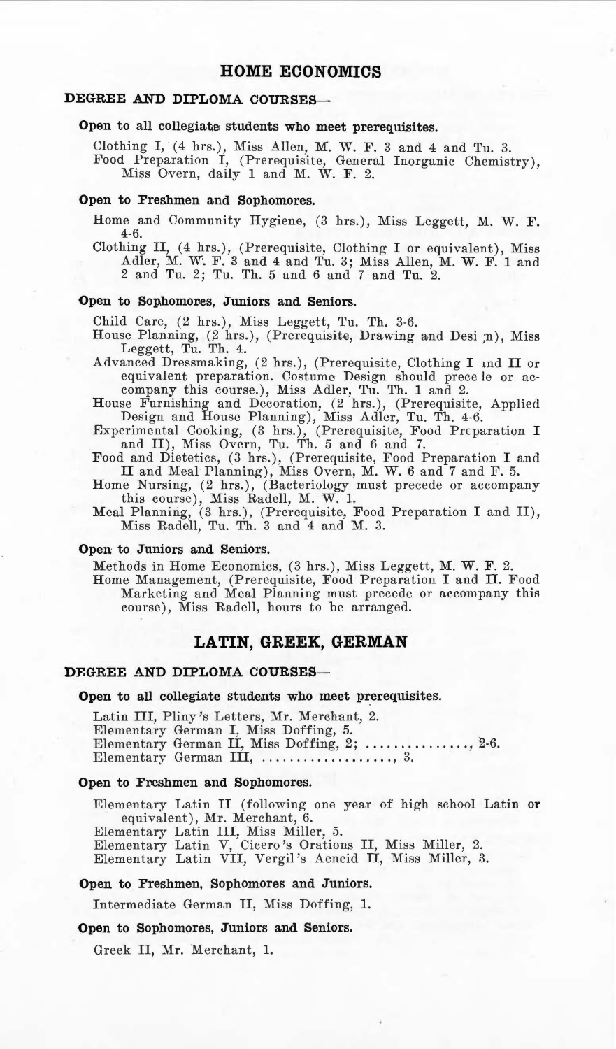## HOME ECONOMICS

### DEGREE AND DIPLOMA COURSES—

**Open to all collegiate students who meet prerequisites.**

Clothing I, (4 hrs.), Miss Allen, M. W. F. 3 and 4 and Tu. 3.
Food Preparation I, (Prerequisite, General Inorganic Chemistry), Miss Overn, daily 1 and M. W. F. 2.

**Open to Freshmen and Sophomores.**

Home and Community Hygiene, (3 hrs.), Miss Leggett, M. W. F. 4-6.
Clothing II, (4 hrs.), (Prerequisite, Clothing I or equivalent), Miss Adler, M. W. F. 3 and 4 and Tu. 3; Miss Allen, M. W. F. 1 and 2 and Tu. 2; Tu. Th. 5 and 6 and 7 and Tu. 2.

**Open to Sophomores, Juniors and Seniors.**

Child Care, (2 hrs.), Miss Leggett, Tu. Th. 3-6.
House Planning, (2 hrs.), (Prerequisite, Drawing and Design), Miss Leggett, Tu. Th. 4.
Advanced Dressmaking, (2 hrs.), (Prerequisite, Clothing I and II or equivalent preparation. Costume Design should precede or accompany this course.), Miss Adler, Tu. Th. 1 and 2.
House Furnishing and Decoration, (2 hrs.), (Prerequisite, Applied Design and House Planning), Miss Adler, Tu. Th. 4-6.
Experimental Cooking, (3 hrs.), (Prerequisite, Food Preparation I and II), Miss Overn, Tu. Th. 5 and 6 and 7.
Food and Dietetics, (3 hrs.), (Prerequisite, Food Preparation I and II and Meal Planning), Miss Overn, M. W. 6 and 7 and F. 5.
Home Nursing, (2 hrs.), (Bacteriology must precede or accompany this course), Miss Radell, M. W. 1.
Meal Planning, (3 hrs.), (Prerequisite, Food Preparation I and II), Miss Radell, Tu. Th. 3 and 4 and M. 3.

**Open to Juniors and Seniors.**

Methods in Home Economics, (3 hrs.), Miss Leggett, M. W. F. 2.
Home Management, (Prerequisite, Food Preparation I and II. Food Marketing and Meal Planning must precede or accompany this course), Miss Radell, hours to be arranged.

## LATIN, GREEK, GERMAN

### DEGREE AND DIPLOMA COURSES—

**Open to all collegiate students who meet prerequisites.**

Latin III, Pliny's Letters, Mr. Merchant, 2.
Elementary German I, Miss Doffing, 5.
Elementary German II, Miss Doffing, 2; ..............., 2-6.
Elementary German III, ...................., 3.

**Open to Freshmen and Sophomores.**

Elementary Latin II (following one year of high school Latin or equivalent), Mr. Merchant, 6.
Elementary Latin III, Miss Miller, 5.
Elementary Latin V, Cicero's Orations II, Miss Miller, 2.
Elementary Latin VII, Vergil's Aeneid II, Miss Miller, 3.

**Open to Freshmen, Sophomores and Juniors.**

Intermediate German II, Miss Doffing, 1.

**Open to Sophomores, Juniors and Seniors.**

Greek II, Mr. Merchant, 1.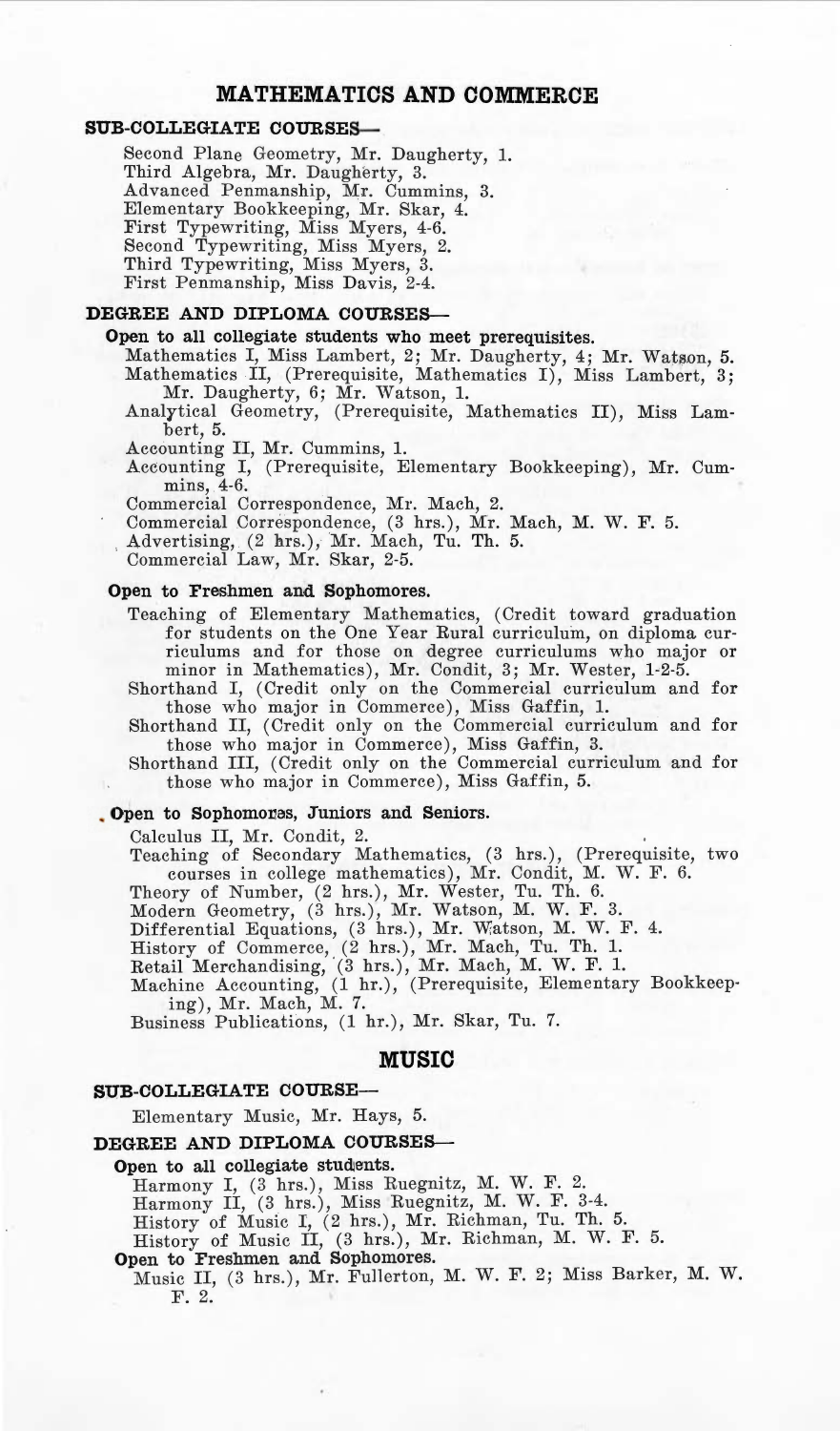## MATHEMATICS AND COMMERCE

### SUB-COLLEGIATE COURSES—

Second Plane Geometry, Mr. Daugherty, 1.
Third Algebra, Mr. Daugherty, 3.
Advanced Penmanship, Mr. Cummins, 3.
Elementary Bookkeeping, Mr. Skar, 4.
First Typewriting, Miss Myers, 4-6.
Second Typewriting, Miss Myers, 2.
Third Typewriting, Miss Myers, 3.
First Penmanship, Miss Davis, 2-4.

### DEGREE AND DIPLOMA COURSES—

**Open to all collegiate students who meet prerequisites.**

Mathematics I, Miss Lambert, 2; Mr. Daugherty, 4; Mr. Watson, 5.
Mathematics II, (Prerequisite, Mathematics I), Miss Lambert, 3; Mr. Daugherty, 6; Mr. Watson, 1.
Analytical Geometry, (Prerequisite, Mathematics II), Miss Lambert, 5.
Accounting II, Mr. Cummins, 1.
Accounting I, (Prerequisite, Elementary Bookkeeping), Mr. Cummins, 4-6.
Commercial Correspondence, Mr. Mach, 2.
Commercial Correspondence, (3 hrs.), Mr. Mach, M. W. F. 5.
Advertising, (2 hrs.), Mr. Mach, Tu. Th. 5.
Commercial Law, Mr. Skar, 2-5.

**Open to Freshmen and Sophomores.**

Teaching of Elementary Mathematics, (Credit toward graduation for students on the One Year Rural curriculum, on diploma curriculums and for those on degree curriculums who major or minor in Mathematics), Mr. Condit, 3; Mr. Wester, 1-2-5.
Shorthand I, (Credit only on the Commercial curriculum and for those who major in Commerce), Miss Gaffin, 1.
Shorthand II, (Credit only on the Commercial curriculum and for those who major in Commerce), Miss Gaffin, 3.
Shorthand III, (Credit only on the Commercial curriculum and for those who major in Commerce), Miss Gaffin, 5.

**Open to Sophomores, Juniors and Seniors.**

Calculus II, Mr. Condit, 2.
Teaching of Secondary Mathematics, (3 hrs.), (Prerequisite, two courses in college mathematics), Mr. Condit, M. W. F. 6.
Theory of Number, (2 hrs.), Mr. Wester, Tu. Th. 6.
Modern Geometry, (3 hrs.), Mr. Watson, M. W. F. 3.
Differential Equations, (3 hrs.), Mr. Watson, M. W. F. 4.
History of Commerce, (2 hrs.), Mr. Mach, Tu. Th. 1.
Retail Merchandising, (3 hrs.), Mr. Mach, M. W. F. 1.
Machine Accounting, (1 hr.), (Prerequisite, Elementary Bookkeeping), Mr. Mach, M. 7.
Business Publications, (1 hr.), Mr. Skar, Tu. 7.

## MUSIC

### SUB-COLLEGIATE COURSE—

Elementary Music, Mr. Hays, 5.

### DEGREE AND DIPLOMA COURSES—

**Open to all collegiate students.**

Harmony I, (3 hrs.), Miss Ruegnitz, M. W. F. 2.
Harmony II, (3 hrs.), Miss Ruegnitz, M. W. F. 3-4.
History of Music I, (2 hrs.), Mr. Richman, Tu. Th. 5.
History of Music II, (3 hrs.), Mr. Richman, M. W. F. 5.

**Open to Freshmen and Sophomores.**

Music II, (3 hrs.), Mr. Fullerton, M. W. F. 2; Miss Barker, M. W. F. 2.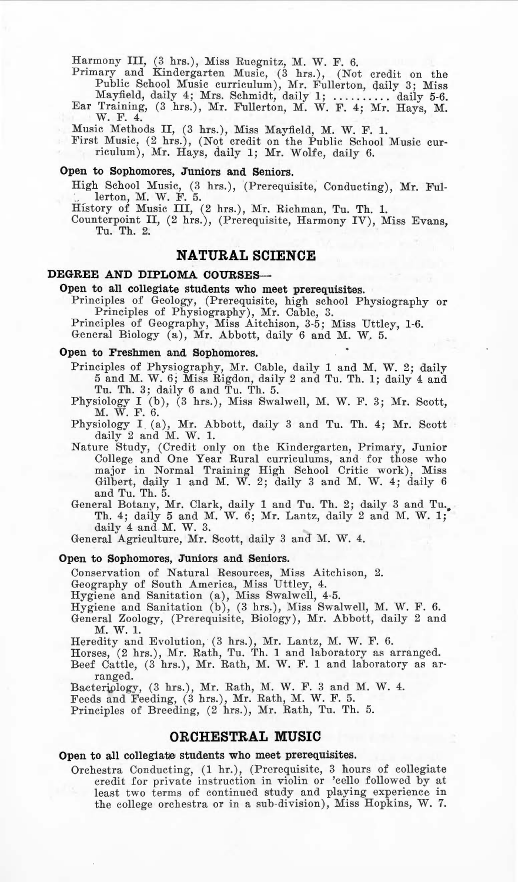Harmony III, (3 hrs.), Miss Ruegnitz, M. W. F. 6.

Primary and Kindergarten Music, (3 hrs.), (Not credit on the Public School Music curriculum), Mr. Fullerton, daily 3; Miss Mayfield, daily 4; Mrs. Schmidt, daily 1; .......... daily 5-6.

Ear Training, (3 hrs.), Mr. Fullerton, M. W. F. 4; Mr. Hays, M. W. F. 4.

Music Methods II, (3 hrs.), Miss Mayfield, M. W. F. 1.

First Music, (2 hrs.), (Not credit on the Public School Music curriculum), Mr. Hays, daily 1; Mr. Wolfe, daily 6.

**Open to Sophomores, Juniors and Seniors.**

High School Music, (3 hrs.), (Prerequisite, Conducting), Mr. Fullerton, M. W. F. 5.

History of Music III, (2 hrs.), Mr. Richman, Tu. Th. 1.

Counterpoint II, (2 hrs.), (Prerequisite, Harmony IV), Miss Evans, Tu. Th. 2.

## NATURAL SCIENCE

### DEGREE AND DIPLOMA COURSES—

**Open to all collegiate students who meet prerequisites.**

Principles of Geology, (Prerequisite, high school Physiography or Principles of Physiography), Mr. Cable, 3.

Principles of Geography, Miss Aitchison, 3-5; Miss Uttley, 1-6.

General Biology (a), Mr. Abbott, daily 6 and M. W. 5.

**Open to Freshmen and Sophomores.**

Principles of Physiography, Mr. Cable, daily 1 and M. W. 2; daily 5 and M. W. 6; Miss Rigdon, daily 2 and Tu. Th. 1; daily 4 and Tu. Th. 3; daily 6 and Tu. Th. 5.

Physiology I (b), (3 hrs.), Miss Swalwell, M. W. F. 3; Mr. Scott, M. W. F. 6.

Physiology I (a), Mr. Abbott, daily 3 and Tu. Th. 4; Mr. Scott daily 2 and M. W. 1.

Nature Study, (Credit only on the Kindergarten, Primary, Junior College and One Year Rural curriculums, and for those who major in Normal Training High School Critic work), Miss Gilbert, daily 1 and M. W. 2; daily 3 and M. W. 4; daily 6 and Tu. Th. 5.

General Botany, Mr. Clark, daily 1 and Tu. Th. 2; daily 3 and Tu. Th. 4; daily 5 and M. W. 6; Mr. Lantz, daily 2 and M. W. 1; daily 4 and M. W. 3.

General Agriculture, Mr. Scott, daily 3 and M. W. 4.

**Open to Sophomores, Juniors and Seniors.**

Conservation of Natural Resources, Miss Aitchison, 2.

Geography of South America, Miss Uttley, 4.

Hygiene and Sanitation (a), Miss Swalwell, 4-5.

Hygiene and Sanitation (b), (3 hrs.), Miss Swalwell, M. W. F. 6.

General Zoology, (Prerequisite, Biology), Mr. Abbott, daily 2 and M. W. 1.

Heredity and Evolution, (3 hrs.), Mr. Lantz, M. W. F. 6.

Horses, (2 hrs.), Mr. Rath, Tu. Th. 1 and laboratory as arranged.

Beef Cattle, (3 hrs.), Mr. Rath, M. W. F. 1 and laboratory as arranged.

Bacteriology, (3 hrs.), Mr. Rath, M. W. F. 3 and M. W. 4.

Feeds and Feeding, (3 hrs.), Mr. Rath, M. W. F. 5.

Principles of Breeding, (2 hrs.), Mr. Rath, Tu. Th. 5.

## ORCHESTRAL MUSIC

**Open to all collegiate students who meet prerequisites.**

Orchestra Conducting, (1 hr.), (Prerequisite, 3 hours of collegiate credit for private instruction in violin or 'cello followed by at least two terms of continued study and playing experience in the college orchestra or in a sub-division), Miss Hopkins, W. 7.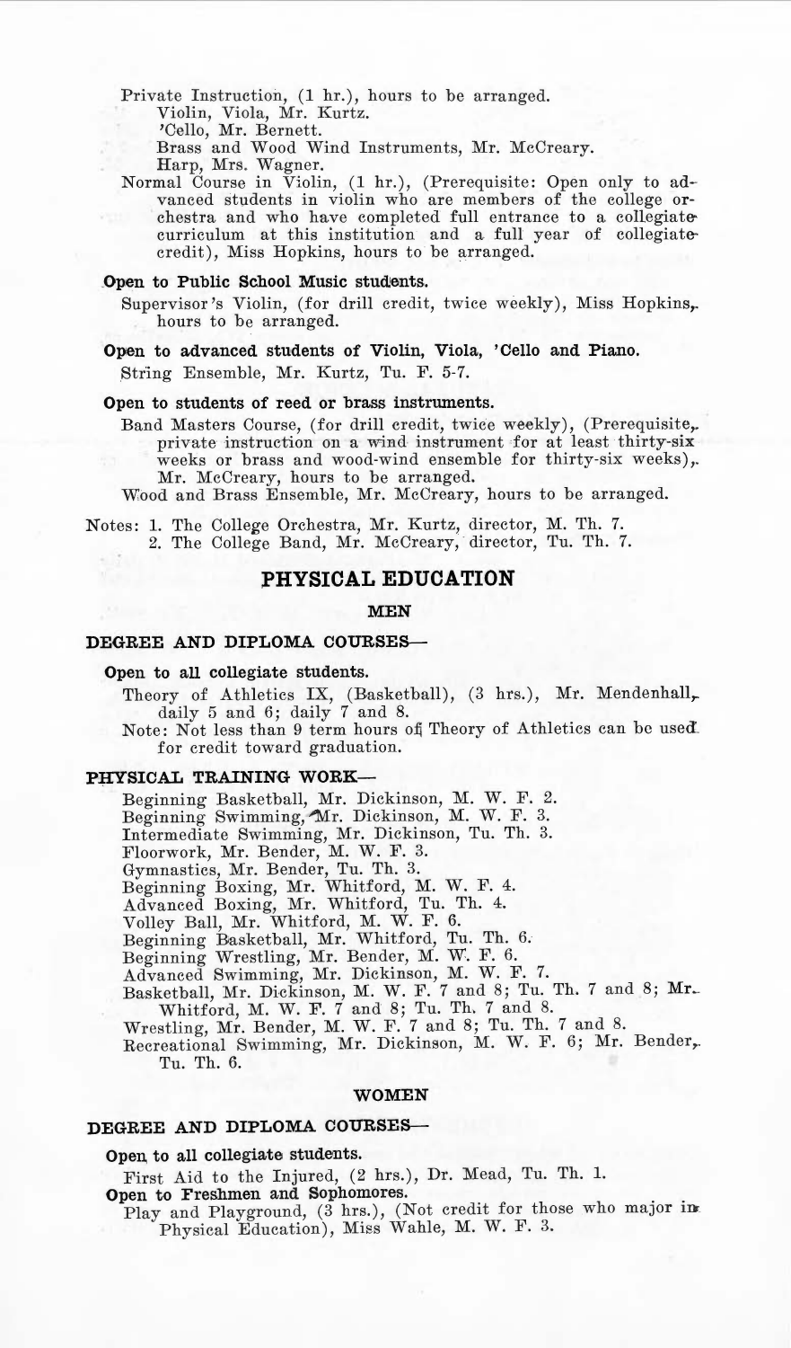Private Instruction, (1 hr.), hours to be arranged.

Violin, Viola, Mr. Kurtz.

'Cello, Mr. Bernett.

Brass and Wood Wind Instruments, Mr. McCreary.

Harp, Mrs. Wagner.

Normal Course in Violin, (1 hr.), (Prerequisite: Open only to advanced students in violin who are members of the college orchestra and who have completed full entrance to a collegiate curriculum at this institution and a full year of collegiate credit), Miss Hopkins, hours to be arranged.

**Open to Public School Music students.**

Supervisor's Violin, (for drill credit, twice weekly), Miss Hopkins, hours to be arranged.

**Open to advanced students of Violin, Viola, 'Cello and Piano.**

String Ensemble, Mr. Kurtz, Tu. F. 5-7.

**Open to students of reed or brass instruments.**

Band Masters Course, (for drill credit, twice weekly), (Prerequisite, private instruction on a wind instrument for at least thirty-six weeks or brass and wood-wind ensemble for thirty-six weeks), Mr. McCreary, hours to be arranged.

Wood and Brass Ensemble, Mr. McCreary, hours to be arranged.

Notes: 1. The College Orchestra, Mr. Kurtz, director, M. Th. 7.
2. The College Band, Mr. McCreary, director, Tu. Th. 7.

## PHYSICAL EDUCATION

### MEN

#### DEGREE AND DIPLOMA COURSES—

**Open to all collegiate students.**

Theory of Athletics IX, (Basketball), (3 hrs.), Mr. Mendenhall, daily 5 and 6; daily 7 and 8.

Note: Not less than 9 term hours of Theory of Athletics can be used for credit toward graduation.

#### PHYSICAL TRAINING WORK—

Beginning Basketball, Mr. Dickinson, M. W. F. 2.
Beginning Swimming, Mr. Dickinson, M. W. F. 3.
Intermediate Swimming, Mr. Dickinson, Tu. Th. 3.
Floorwork, Mr. Bender, M. W. F. 3.
Gymnastics, Mr. Bender, Tu. Th. 3.
Beginning Boxing, Mr. Whitford, M. W. F. 4.
Advanced Boxing, Mr. Whitford, Tu. Th. 4.
Volley Ball, Mr. Whitford, M. W. F. 6.
Beginning Basketball, Mr. Whitford, Tu. Th. 6.
Beginning Wrestling, Mr. Bender, M. W. F. 6.
Advanced Swimming, Mr. Dickinson, M. W. F. 7.
Basketball, Mr. Dickinson, M. W. F. 7 and 8; Tu. Th. 7 and 8; Mr. Whitford, M. W. F. 7 and 8; Tu. Th. 7 and 8.
Wrestling, Mr. Bender, M. W. F. 7 and 8; Tu. Th. 7 and 8.
Recreational Swimming, Mr. Dickinson, M. W. F. 6; Mr. Bender, Tu. Th. 6.

### WOMEN

#### DEGREE AND DIPLOMA COURSES—

**Open to all collegiate students.**

First Aid to the Injured, (2 hrs.), Dr. Mead, Tu. Th. 1.

**Open to Freshmen and Sophomores.**

Play and Playground, (3 hrs.), (Not credit for those who major in Physical Education), Miss Wahle, M. W. F. 3.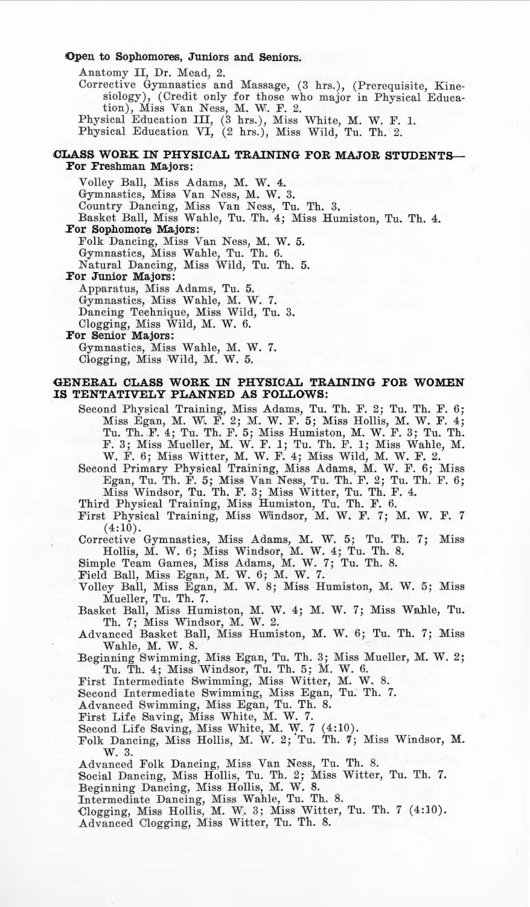**Open to Sophomores, Juniors and Seniors.**

Anatomy II, Dr. Mead, 2.

Corrective Gymnastics and Massage, (3 hrs.), (Prerequisite, Kinesiology), (Credit only for those who major in Physical Education), Miss Van Ness, M. W. F. 2.

Physical Education III, (3 hrs.), Miss White, M. W. F. 1.

Physical Education VI, (2 hrs.), Miss Wild, Tu. Th. 2.

## CLASS WORK IN PHYSICAL TRAINING FOR MAJOR STUDENTS—

**For Freshman Majors:**

Volley Ball, Miss Adams, M. W. 4.

Gymnastics, Miss Van Ness, M. W. 3.

Country Dancing, Miss Van Ness, Tu. Th. 3.

Basket Ball, Miss Wahle, Tu. Th. 4; Miss Humiston, Tu. Th. 4.

**For Sophomore Majors:**

Folk Dancing, Miss Van Ness, M. W. 5.

Gymnastics, Miss Wahle, Tu. Th. 6.

Natural Dancing, Miss Wild, Tu. Th. 5.

**For Junior Majors:**

Apparatus, Miss Adams, Tu. 5.

Gymnastics, Miss Wahle, M. W. 7.

Dancing Technique, Miss Wild, Tu. 3.

Clogging, Miss Wild, M. W. 6.

**For Senior Majors:**

Gymnastics, Miss Wahle, M. W. 7.

Clogging, Miss Wild, M. W. 5.

## GENERAL CLASS WORK IN PHYSICAL TRAINING FOR WOMEN IS TENTATIVELY PLANNED AS FOLLOWS:

Second Physical Training, Miss Adams, Tu. Th. F. 2; Tu. Th. F. 6; Miss Egan, M. W. F. 2; M. W. F. 5; Miss Hollis, M. W. F. 4; Tu. Th. F. 4; Tu. Th. F. 5; Miss Humiston, M. W. F. 3; Tu. Th. F. 3; Miss Mueller, M. W. F. 1; Tu. Th. F. 1; Miss Wahle, M. W. F. 6; Miss Witter, M. W. F. 4; Miss Wild, M. W. F. 2.

Second Primary Physical Training, Miss Adams, M. W. F. 6; Miss Egan, Tu. Th. F. 5; Miss Van Ness, Tu. Th. F. 2; Tu. Th. F. 6; Miss Windsor, Tu. Th. F. 3; Miss Witter, Tu. Th. F. 4.

Third Physical Training, Miss Humiston, Tu. Th. F. 6.

First Physical Training, Miss Windsor, M. W. F. 7; M. W. F. 7 (4:10).

Corrective Gymnastics, Miss Adams, M. W. 5; Tu. Th. 7; Miss Hollis, M. W. 6; Miss Windsor, M. W. 4; Tu. Th. 8.

Simple Team Games, Miss Adams, M. W. 7; Tu. Th. 8.

Field Ball, Miss Egan, M. W. 6; M. W. 7.

Volley Ball, Miss Egan, M. W. 8; Miss Humiston, M. W. 5; Miss Mueller, Tu. Th. 7.

Basket Ball, Miss Humiston, M. W. 4; M. W. 7; Miss Wahle, Tu. Th. 7; Miss Windsor, M. W. 2.

Advanced Basket Ball, Miss Humiston, M. W. 6; Tu. Th. 7; Miss Wahle, M. W. 8.

Beginning Swimming, Miss Egan, Tu. Th. 3; Miss Mueller, M. W. 2; Tu. Th. 4; Miss Windsor, Tu. Th. 5; M. W. 6.

First Intermediate Swimming, Miss Witter, M. W. 8.

Second Intermediate Swimming, Miss Egan, Tu. Th. 7.

Advanced Swimming, Miss Egan, Tu. Th. 8.

First Life Saving, Miss White, M. W. 7.

Second Life Saving, Miss White, M. W. 7 (4:10).

Folk Dancing, Miss Hollis, M. W. 2; Tu. Th. 7; Miss Windsor, M. W. 3.

Advanced Folk Dancing, Miss Van Ness, Tu. Th. 8.

Social Dancing, Miss Hollis, Tu. Th. 2; Miss Witter, Tu. Th. 7.

Beginning Dancing, Miss Hollis, M. W. 8.

Intermediate Dancing, Miss Wahle, Tu. Th. 8.

Clogging, Miss Hollis, M. W. 3; Miss Witter, Tu. Th. 7 (4:10).

Advanced Clogging, Miss Witter, Tu. Th. 8.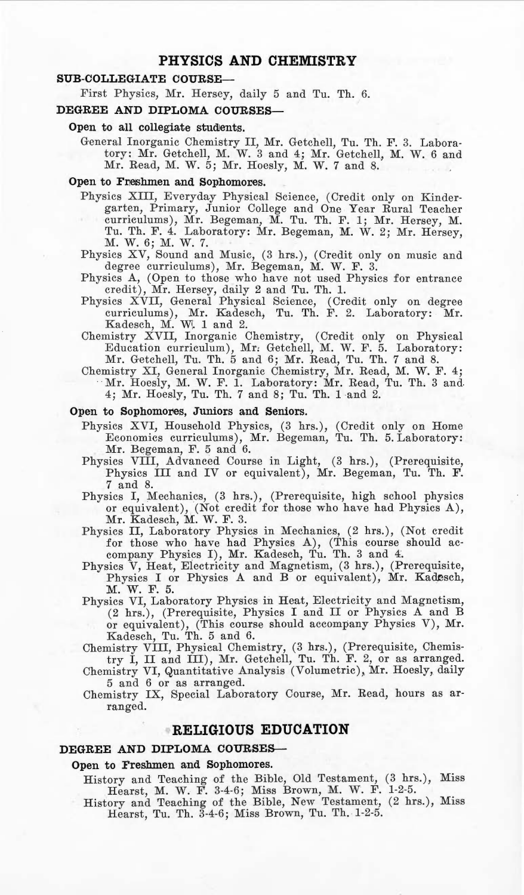## PHYSICS AND CHEMISTRY

### SUB-COLLEGIATE COURSE—

First Physics, Mr. Hersey, daily 5 and Tu. Th. 6.

### DEGREE AND DIPLOMA COURSES—

**Open to all collegiate students.**

General Inorganic Chemistry II, Mr. Getchell, Tu. Th. F. 3. Laboratory: Mr. Getchell, M. W. 3 and 4; Mr. Getchell, M. W. 6 and Mr. Read, M. W. 5; Mr. Hoesly, M. W. 7 and 8.

**Open to Freshmen and Sophomores.**

Physics XIII, Everyday Physical Science, (Credit only on Kindergarten, Primary, Junior College and One Year Rural Teacher curriculums), Mr. Begeman, M. Tu. Th. F. 1; Mr. Hersey, M. Tu. Th. F. 4. Laboratory: Mr. Begeman, M. W. 2; Mr. Hersey, M. W. 6; M. W. 7.

Physics XV, Sound and Music, (3 hrs.), (Credit only on music and degree curriculums), Mr. Begeman, M. W. F. 3.

Physics A, (Open to those who have not used Physics for entrance credit), Mr. Hersey, daily 2 and Tu. Th. 1.

Physics XVII, General Physical Science, (Credit only on degree curriculums), Mr. Kadesch, Tu. Th. F. 2. Laboratory: Mr. Kadesch, M. W. 1 and 2.

Chemistry XVII, Inorganic Chemistry, (Credit only on Physical Education curriculum), Mr. Getchell, M. W. F. 5. Laboratory: Mr. Getchell, Tu. Th. 5 and 6; Mr. Read, Tu. Th. 7 and 8.

Chemistry XI, General Inorganic Chemistry, Mr. Read, M. W. F. 4; Mr. Hoesly, M. W. F. 1. Laboratory: Mr. Read, Tu. Th. 3 and 4; Mr. Hoesly, Tu. Th. 7 and 8; Tu. Th. 1 and 2.

**Open to Sophomores, Juniors and Seniors.**

Physics XVI, Household Physics, (3 hrs.), (Credit only on Home Economics curriculums), Mr. Begeman, Tu. Th. 5. Laboratory: Mr. Begeman, F. 5 and 6.

Physics VIII, Advanced Course in Light, (3 hrs.), (Prerequisite, Physics III and IV or equivalent), Mr. Begeman, Tu. Th. F. 7 and 8.

Physics I, Mechanics, (3 hrs.), (Prerequisite, high school physics or equivalent), (Not credit for those who have had Physics A), Mr. Kadesch, M. W. F. 3.

Physics II, Laboratory Physics in Mechanics, (2 hrs.), (Not credit for those who have had Physics A), (This course should accompany Physics I), Mr. Kadesch, Tu. Th. 3 and 4.

Physics V, Heat, Electricity and Magnetism, (3 hrs.), (Prerequisite, Physics I or Physics A and B or equivalent), Mr. Kadesch, M. W. F. 5.

Physics VI, Laboratory Physics in Heat, Electricity and Magnetism, (2 hrs.), (Prerequisite, Physics I and II or Physics A and B or equivalent), (This course should accompany Physics V), Mr. Kadesch, Tu. Th. 5 and 6.

Chemistry VIII, Physical Chemistry, (3 hrs.), (Prerequisite, Chemistry I, II and III), Mr. Getchell, Tu. Th. F. 2, or as arranged.

Chemistry VI, Quantitative Analysis (Volumetric), Mr. Hoesly, daily 5 and 6 or as arranged.

Chemistry IX, Special Laboratory Course, Mr. Read, hours as arranged.

## RELIGIOUS EDUCATION

### DEGREE AND DIPLOMA COURSES—

**Open to Freshmen and Sophomores.**

History and Teaching of the Bible, Old Testament, (3 hrs.), Miss Hearst, M. W. F. 3-4-6; Miss Brown, M. W. F. 1-2-5.

History and Teaching of the Bible, New Testament, (2 hrs.), Miss Hearst, Tu. Th. 3-4-6; Miss Brown, Tu. Th. 1-2-5.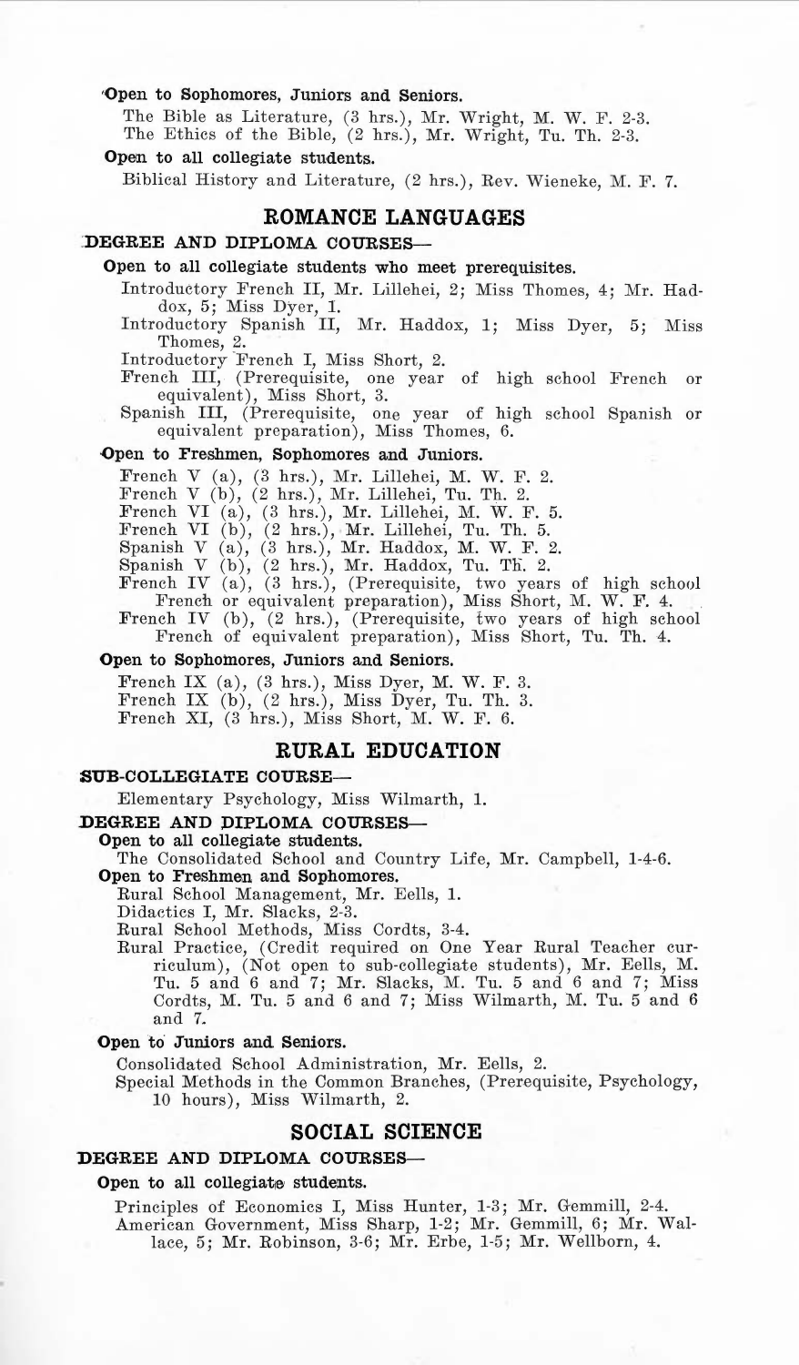**Open to Sophomores, Juniors and Seniors.**

The Bible as Literature, (3 hrs.), Mr. Wright, M. W. F. 2-3.
The Ethics of the Bible, (2 hrs.), Mr. Wright, Tu. Th. 2-3.

**Open to all collegiate students.**

Biblical History and Literature, (2 hrs.), Rev. Wieneke, M. F. 7.

## ROMANCE LANGUAGES

### DEGREE AND DIPLOMA COURSES—

**Open to all collegiate students who meet prerequisites.**

Introductory French II, Mr. Lillehei, 2; Miss Thomes, 4; Mr. Haddox, 5; Miss Dyer, 1.
Introductory Spanish II, Mr. Haddox, 1; Miss Dyer, 5; Miss Thomes, 2.
Introductory French I, Miss Short, 2.
French III, (Prerequisite, one year of high school French or equivalent), Miss Short, 3.
Spanish III, (Prerequisite, one year of high school Spanish or equivalent preparation), Miss Thomes, 6.

**Open to Freshmen, Sophomores and Juniors.**

French V (a), (3 hrs.), Mr. Lillehei, M. W. F. 2.
French V (b), (2 hrs.), Mr. Lillehei, Tu. Th. 2.
French VI (a), (3 hrs.), Mr. Lillehei, M. W. F. 5.
French VI (b), (2 hrs.), Mr. Lillehei, Tu. Th. 5.
Spanish V (a), (3 hrs.), Mr. Haddox, M. W. F. 2.
Spanish V (b), (2 hrs.), Mr. Haddox, Tu. Th. 2.
French IV (a), (3 hrs.), (Prerequisite, two years of high school French or equivalent preparation), Miss Short, M. W. F. 4.
French IV (b), (2 hrs.), (Prerequisite, two years of high school French of equivalent preparation), Miss Short, Tu. Th. 4.

**Open to Sophomores, Juniors and Seniors.**

French IX (a), (3 hrs.), Miss Dyer, M. W. F. 3.
French IX (b), (2 hrs.), Miss Dyer, Tu. Th. 3.
French XI, (3 hrs.), Miss Short, M. W. F. 6.

## RURAL EDUCATION

### SUB-COLLEGIATE COURSE—

Elementary Psychology, Miss Wilmarth, 1.

### DEGREE AND DIPLOMA COURSES—

**Open to all collegiate students.**

The Consolidated School and Country Life, Mr. Campbell, 1-4-6.

**Open to Freshmen and Sophomores.**

Rural School Management, Mr. Eells, 1.
Didactics I, Mr. Slacks, 2-3.
Rural School Methods, Miss Cordts, 3-4.
Rural Practice, (Credit required on One Year Rural Teacher curriculum), (Not open to sub-collegiate students), Mr. Eells, M. Tu. 5 and 6 and 7; Mr. Slacks, M. Tu. 5 and 6 and 7; Miss Cordts, M. Tu. 5 and 6 and 7; Miss Wilmarth, M. Tu. 5 and 6 and 7.

**Open to Juniors and Seniors.**

Consolidated School Administration, Mr. Eells, 2.
Special Methods in the Common Branches, (Prerequisite, Psychology, 10 hours), Miss Wilmarth, 2.

## SOCIAL SCIENCE

### DEGREE AND DIPLOMA COURSES—

**Open to all collegiate students.**

Principles of Economics I, Miss Hunter, 1-3; Mr. Gemmill, 2-4.
American Government, Miss Sharp, 1-2; Mr. Gemmill, 6; Mr. Wallace, 5; Mr. Robinson, 3-6; Mr. Erbe, 1-5; Mr. Wellborn, 4.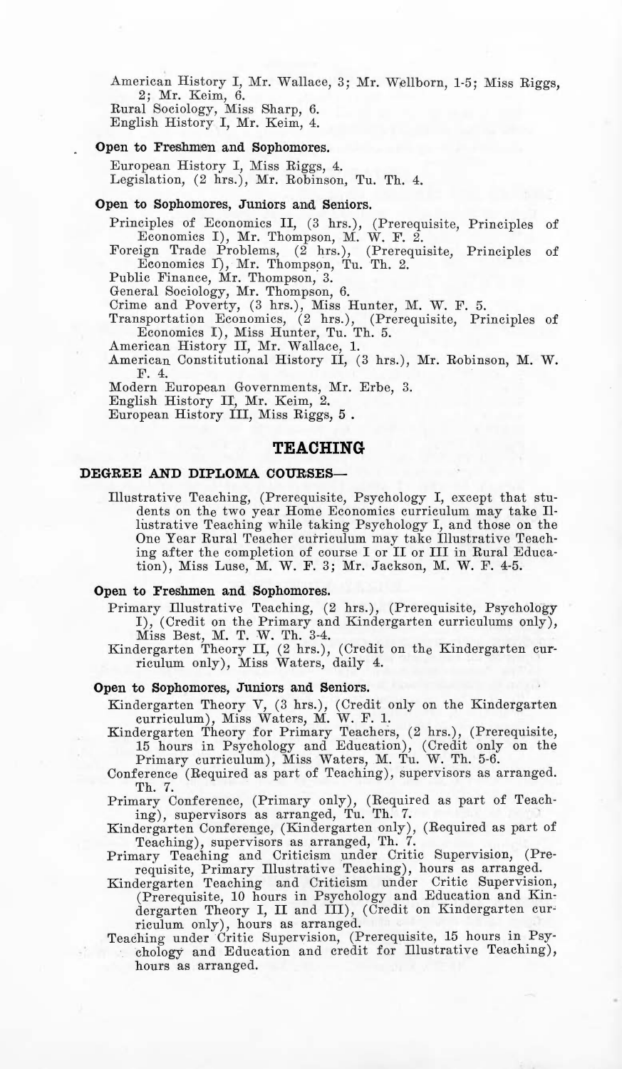American History I, Mr. Wallace, 3; Mr. Wellborn, 1-5; Miss Riggs, 2; Mr. Keim, 6.
Rural Sociology, Miss Sharp, 6.
English History I, Mr. Keim, 4.

**Open to Freshmen and Sophomores.**

European History I, Miss Riggs, 4.
Legislation, (2 hrs.), Mr. Robinson, Tu. Th. 4.

**Open to Sophomores, Juniors and Seniors.**

Principles of Economics II, (3 hrs.), (Prerequisite, Principles of Economics I), Mr. Thompson, M. W. F. 2.
Foreign Trade Problems, (2 hrs.), (Prerequisite, Principles of Economics I), Mr. Thompson, Tu. Th. 2.
Public Finance, Mr. Thompson, 3.
General Sociology, Mr. Thompson, 6.
Crime and Poverty, (3 hrs.), Miss Hunter, M. W. F. 5.
Transportation Economics, (2 hrs.), (Prerequisite, Principles of Economics I), Miss Hunter, Tu. Th. 5.
American History II, Mr. Wallace, 1.
American Constitutional History II, (3 hrs.), Mr. Robinson, M. W. F. 4.
Modern European Governments, Mr. Erbe, 3.
English History II, Mr. Keim, 2.
European History III, Miss Riggs, 5 .

## TEACHING

### DEGREE AND DIPLOMA COURSES—

Illustrative Teaching, (Prerequisite, Psychology I, except that students on the two year Home Economics curriculum may take Illustrative Teaching while taking Psychology I, and those on the One Year Rural Teacher curriculum may take Illustrative Teaching after the completion of course I or II or III in Rural Education), Miss Luse, M. W. F. 3; Mr. Jackson, M. W. F. 4-5.

**Open to Freshmen and Sophomores.**

Primary Illustrative Teaching, (2 hrs.), (Prerequisite, Psychology I), (Credit on the Primary and Kindergarten curriculums only), Miss Best, M. T. W. Th. 3-4.
Kindergarten Theory II, (2 hrs.), (Credit on the Kindergarten curriculum only), Miss Waters, daily 4.

**Open to Sophomores, Juniors and Seniors.**

Kindergarten Theory V, (3 hrs.), (Credit only on the Kindergarten curriculum), Miss Waters, M. W. F. 1.
Kindergarten Theory for Primary Teachers, (2 hrs.), (Prerequisite, 15 hours in Psychology and Education), (Credit only on the Primary curriculum), Miss Waters, M. Tu. W. Th. 5-6.
Conference (Required as part of Teaching), supervisors as arranged. Th. 7.
Primary Conference, (Primary only), (Required as part of Teaching), supervisors as arranged, Tu. Th. 7.
Kindergarten Conference, (Kindergarten only), (Required as part of Teaching), supervisors as arranged, Th. 7.
Primary Teaching and Criticism under Critic Supervision, (Prerequisite, Primary Illustrative Teaching), hours as arranged.
Kindergarten Teaching and Criticism under Critic Supervision, (Prerequisite, 10 hours in Psychology and Education and Kindergarten Theory I, II and III), (Credit on Kindergarten curriculum only), hours as arranged.
Teaching under Critic Supervision, (Prerequisite, 15 hours in Psychology and Education and credit for Illustrative Teaching), hours as arranged.